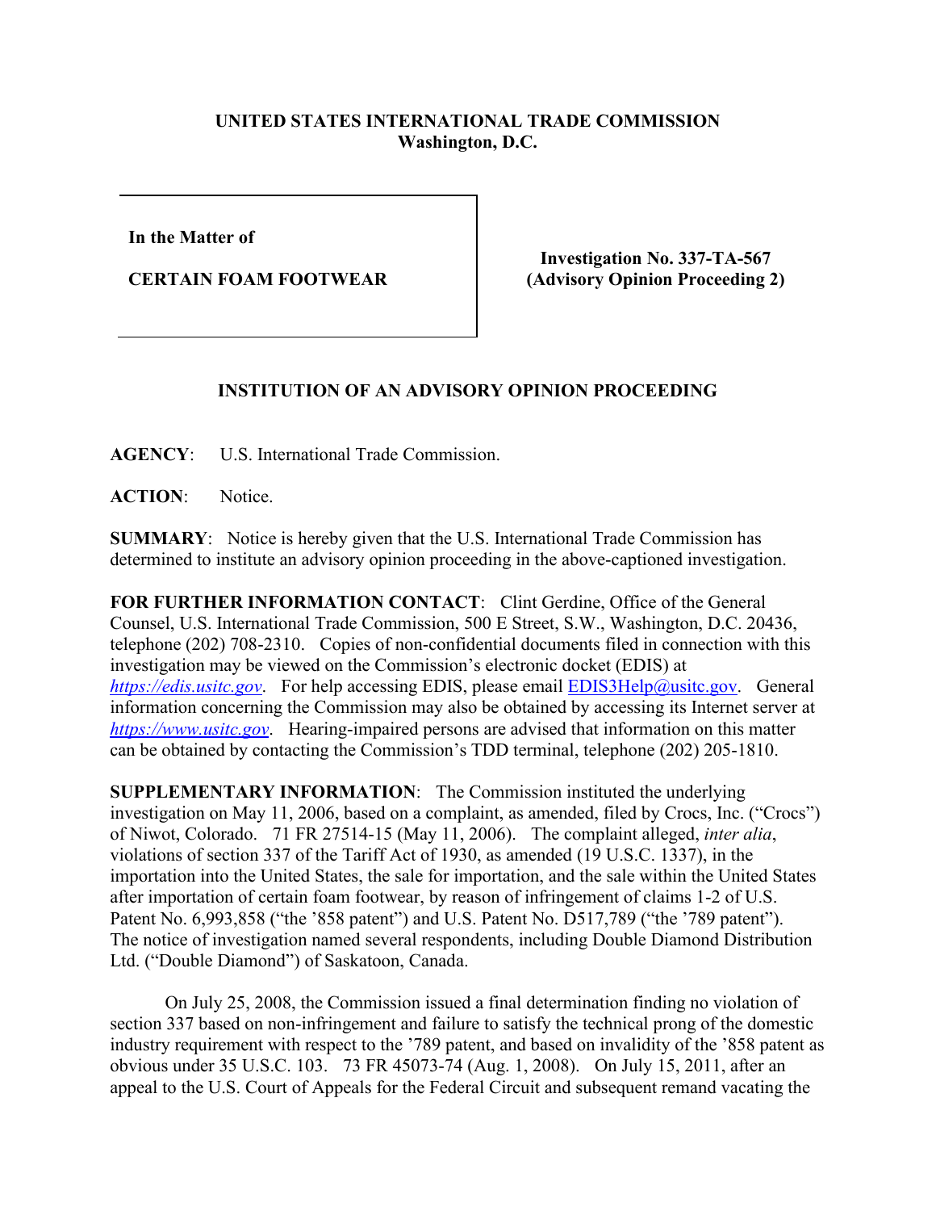**UNITED STATES INTERNATIONAL TRADE COMMISSION**
**Washington, D.C.**

| | |
|---|---|
| **In the Matter of**<br><br>**CERTAIN FOAM FOOTWEAR** | **Investigation No. 337-TA-567**<br>**(Advisory Opinion Proceeding 2)** |

## INSTITUTION OF AN ADVISORY OPINION PROCEEDING

**AGENCY**: U.S. International Trade Commission.

**ACTION**: Notice.

**SUMMARY**: Notice is hereby given that the U.S. International Trade Commission has determined to institute an advisory opinion proceeding in the above-captioned investigation.

**FOR FURTHER INFORMATION CONTACT**: Clint Gerdine, Office of the General Counsel, U.S. International Trade Commission, 500 E Street, S.W., Washington, D.C. 20436, telephone (202) 708-2310. Copies of non-confidential documents filed in connection with this investigation may be viewed on the Commission's electronic docket (EDIS) at *https://edis.usitc.gov*. For help accessing EDIS, please email EDIS3Help@usitc.gov. General information concerning the Commission may also be obtained by accessing its Internet server at *https://www.usitc.gov*. Hearing-impaired persons are advised that information on this matter can be obtained by contacting the Commission's TDD terminal, telephone (202) 205-1810.

**SUPPLEMENTARY INFORMATION**: The Commission instituted the underlying investigation on May 11, 2006, based on a complaint, as amended, filed by Crocs, Inc. ("Crocs") of Niwot, Colorado. 71 FR 27514-15 (May 11, 2006). The complaint alleged, *inter alia*, violations of section 337 of the Tariff Act of 1930, as amended (19 U.S.C. 1337), in the importation into the United States, the sale for importation, and the sale within the United States after importation of certain foam footwear, by reason of infringement of claims 1-2 of U.S. Patent No. 6,993,858 ("the '858 patent") and U.S. Patent No. D517,789 ("the '789 patent"). The notice of investigation named several respondents, including Double Diamond Distribution Ltd. ("Double Diamond") of Saskatoon, Canada.

On July 25, 2008, the Commission issued a final determination finding no violation of section 337 based on non-infringement and failure to satisfy the technical prong of the domestic industry requirement with respect to the '789 patent, and based on invalidity of the '858 patent as obvious under 35 U.S.C. 103. 73 FR 45073-74 (Aug. 1, 2008). On July 15, 2011, after an appeal to the U.S. Court of Appeals for the Federal Circuit and subsequent remand vacating the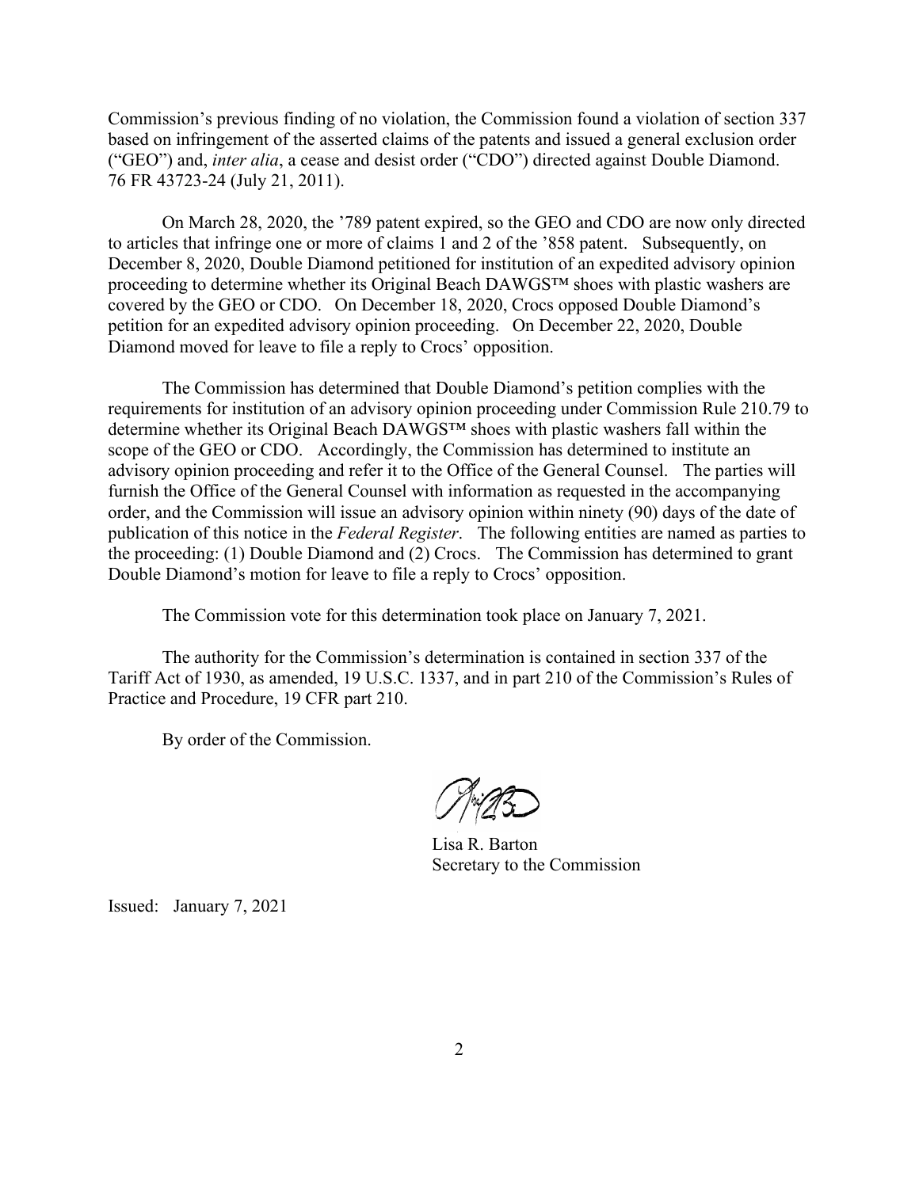Commission's previous finding of no violation, the Commission found a violation of section 337 based on infringement of the asserted claims of the patents and issued a general exclusion order ("GEO") and, *inter alia*, a cease and desist order ("CDO") directed against Double Diamond. 76 FR 43723-24 (July 21, 2011).

On March 28, 2020, the '789 patent expired, so the GEO and CDO are now only directed to articles that infringe one or more of claims 1 and 2 of the '858 patent. Subsequently, on December 8, 2020, Double Diamond petitioned for institution of an expedited advisory opinion proceeding to determine whether its Original Beach DAWGS™ shoes with plastic washers are covered by the GEO or CDO. On December 18, 2020, Crocs opposed Double Diamond's petition for an expedited advisory opinion proceeding. On December 22, 2020, Double Diamond moved for leave to file a reply to Crocs' opposition.

The Commission has determined that Double Diamond's petition complies with the requirements for institution of an advisory opinion proceeding under Commission Rule 210.79 to determine whether its Original Beach DAWGS™ shoes with plastic washers fall within the scope of the GEO or CDO. Accordingly, the Commission has determined to institute an advisory opinion proceeding and refer it to the Office of the General Counsel. The parties will furnish the Office of the General Counsel with information as requested in the accompanying order, and the Commission will issue an advisory opinion within ninety (90) days of the date of publication of this notice in the *Federal Register*. The following entities are named as parties to the proceeding: (1) Double Diamond and (2) Crocs. The Commission has determined to grant Double Diamond's motion for leave to file a reply to Crocs' opposition.

The Commission vote for this determination took place on January 7, 2021.

The authority for the Commission's determination is contained in section 337 of the Tariff Act of 1930, as amended, 19 U.S.C. 1337, and in part 210 of the Commission's Rules of Practice and Procedure, 19 CFR part 210.

By order of the Commission.

Lisa R. Barton
Secretary to the Commission

Issued: January 7, 2021